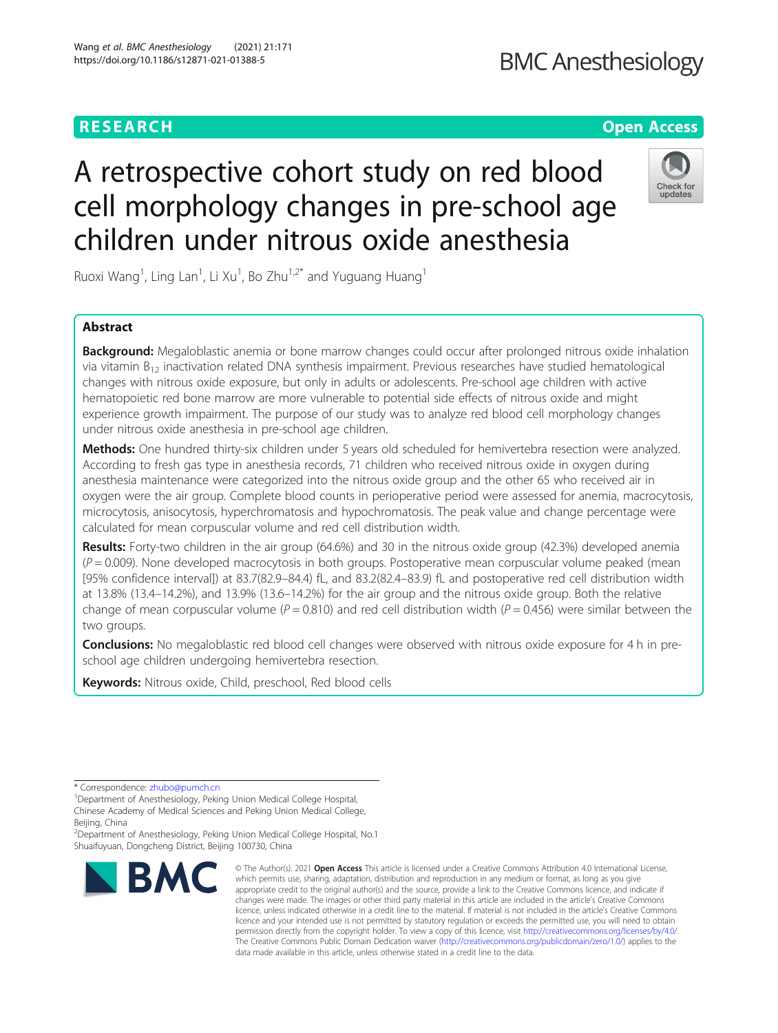RESEARCH

Open Access

# A retrospective cohort study on red blood cell morphology changes in pre-school age children under nitrous oxide anesthesia

Ruoxi Wang[1], Ling Lan[1], Li Xu[1], Bo Zhu[1,2*] and Yuguang Huang[1]

## Abstract

**Background:** Megaloblastic anemia or bone marrow changes could occur after prolonged nitrous oxide inhalation via vitamin $B_{12}$ inactivation related DNA synthesis impairment. Previous researches have studied hematological changes with nitrous oxide exposure, but only in adults or adolescents. Pre-school age children with active hematopoietic red bone marrow are more vulnerable to potential side effects of nitrous oxide and might experience growth impairment. The purpose of our study was to analyze red blood cell morphology changes under nitrous oxide anesthesia in pre-school age children.

**Methods:** One hundred thirty-six children under 5 years old scheduled for hemivertebra resection were analyzed. According to fresh gas type in anesthesia records, 71 children who received nitrous oxide in oxygen during anesthesia maintenance were categorized into the nitrous oxide group and the other 65 who received air in oxygen were the air group. Complete blood counts in perioperative period were assessed for anemia, macrocytosis, microcytosis, anisocytosis, hyperchromatosis and hypochromatosis. The peak value and change percentage were calculated for mean corpuscular volume and red cell distribution width.

**Results:** Forty-two children in the air group (64.6%) and 30 in the nitrous oxide group (42.3%) developed anemia ($P = 0.009$). None developed macrocytosis in both groups. Postoperative mean corpuscular volume peaked (mean [95% confidence interval]) at 83.7(82.9–84.4) fL, and 83.2(82.4–83.9) fL and postoperative red cell distribution width at 13.8% (13.4–14.2%), and 13.9% (13.6–14.2%) for the air group and the nitrous oxide group. Both the relative change of mean corpuscular volume ($P = 0.810$) and red cell distribution width ($P = 0.456$) were similar between the two groups.

**Conclusions:** No megaloblastic red blood cell changes were observed with nitrous oxide exposure for 4 h in pre-school age children undergoing hemivertebra resection.

**Keywords:** Nitrous oxide, Child, preschool, Red blood cells

---

\* Correspondence: zhubo@pumch.cn

[1]Department of Anesthesiology, Peking Union Medical College Hospital, Chinese Academy of Medical Sciences and Peking Union Medical College, Beijing, China

[2]Department of Anesthesiology, Peking Union Medical College Hospital, No.1 Shuaifuyuan, Dongcheng District, Beijing 100730, China

© The Author(s). 2021 **Open Access** This article is licensed under a Creative Commons Attribution 4.0 International License, which permits use, sharing, adaptation, distribution and reproduction in any medium or format, as long as you give appropriate credit to the original author(s) and the source, provide a link to the Creative Commons licence, and indicate if changes were made. The images or other third party material in this article are included in the article's Creative Commons licence, unless indicated otherwise in a credit line to the material. If material is not included in the article's Creative Commons licence and your intended use is not permitted by statutory regulation or exceeds the permitted use, you will need to obtain permission directly from the copyright holder. To view a copy of this licence, visit http://creativecommons.org/licenses/by/4.0/. The Creative Commons Public Domain Dedication waiver (http://creativecommons.org/publicdomain/zero/1.0/) applies to the data made available in this article, unless otherwise stated in a credit line to the data.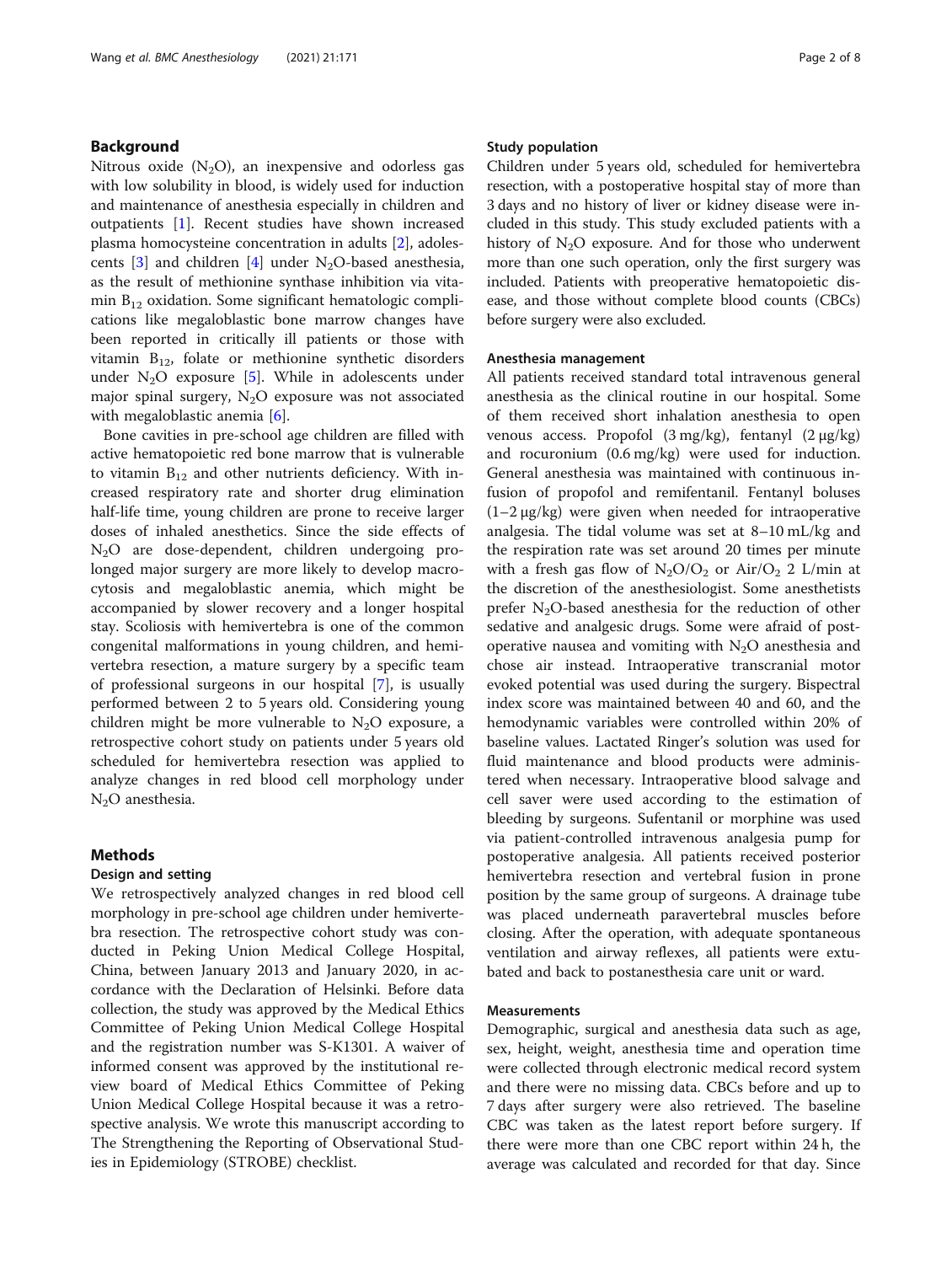## Background

Nitrous oxide ($N_2O$), an inexpensive and odorless gas with low solubility in blood, is widely used for induction and maintenance of anesthesia especially in children and outpatients [1]. Recent studies have shown increased plasma homocysteine concentration in adults [2], adolescents [3] and children [4] under $N_2O$-based anesthesia, as the result of methionine synthase inhibition via vitamin $B_{12}$ oxidation. Some significant hematologic complications like megaloblastic bone marrow changes have been reported in critically ill patients or those with vitamin $B_{12}$, folate or methionine synthetic disorders under $N_2O$ exposure [5]. While in adolescents under major spinal surgery, $N_2O$ exposure was not associated with megaloblastic anemia [6].

Bone cavities in pre-school age children are filled with active hematopoietic red bone marrow that is vulnerable to vitamin $B_{12}$ and other nutrients deficiency. With increased respiratory rate and shorter drug elimination half-life time, young children are prone to receive larger doses of inhaled anesthetics. Since the side effects of $N_2O$ are dose-dependent, children undergoing prolonged major surgery are more likely to develop macrocytosis and megaloblastic anemia, which might be accompanied by slower recovery and a longer hospital stay. Scoliosis with hemivertebra is one of the common congenital malformations in young children, and hemivertebra resection, a mature surgery by a specific team of professional surgeons in our hospital [7], is usually performed between 2 to 5 years old. Considering young children might be more vulnerable to $N_2O$ exposure, a retrospective cohort study on patients under 5 years old scheduled for hemivertebra resection was applied to analyze changes in red blood cell morphology under $N_2O$ anesthesia.

## Methods

### Design and setting

We retrospectively analyzed changes in red blood cell morphology in pre-school age children under hemivertebra resection. The retrospective cohort study was conducted in Peking Union Medical College Hospital, China, between January 2013 and January 2020, in accordance with the Declaration of Helsinki. Before data collection, the study was approved by the Medical Ethics Committee of Peking Union Medical College Hospital and the registration number was S-K1301. A waiver of informed consent was approved by the institutional review board of Medical Ethics Committee of Peking Union Medical College Hospital because it was a retrospective analysis. We wrote this manuscript according to The Strengthening the Reporting of Observational Studies in Epidemiology (STROBE) checklist.

### Study population

Children under 5 years old, scheduled for hemivertebra resection, with a postoperative hospital stay of more than 3 days and no history of liver or kidney disease were included in this study. This study excluded patients with a history of $N_2O$ exposure. And for those who underwent more than one such operation, only the first surgery was included. Patients with preoperative hematopoietic disease, and those without complete blood counts (CBCs) before surgery were also excluded.

### Anesthesia management

All patients received standard total intravenous general anesthesia as the clinical routine in our hospital. Some of them received short inhalation anesthesia to open venous access. Propofol (3 mg/kg), fentanyl (2 μg/kg) and rocuronium (0.6 mg/kg) were used for induction. General anesthesia was maintained with continuous infusion of propofol and remifentanil. Fentanyl boluses (1–2 μg/kg) were given when needed for intraoperative analgesia. The tidal volume was set at 8–10 mL/kg and the respiration rate was set around 20 times per minute with a fresh gas flow of $N_2O/O_2$ or $Air/O_2$ 2 L/min at the discretion of the anesthesiologist. Some anesthetists prefer $N_2O$-based anesthesia for the reduction of other sedative and analgesic drugs. Some were afraid of postoperative nausea and vomiting with $N_2O$ anesthesia and chose air instead. Intraoperative transcranial motor evoked potential was used during the surgery. Bispectral index score was maintained between 40 and 60, and the hemodynamic variables were controlled within 20% of baseline values. Lactated Ringer's solution was used for fluid maintenance and blood products were administered when necessary. Intraoperative blood salvage and cell saver were used according to the estimation of bleeding by surgeons. Sufentanil or morphine was used via patient-controlled intravenous analgesia pump for postoperative analgesia. All patients received posterior hemivertebra resection and vertebral fusion in prone position by the same group of surgeons. A drainage tube was placed underneath paravertebral muscles before closing. After the operation, with adequate spontaneous ventilation and airway reflexes, all patients were extubated and back to postanesthesia care unit or ward.

### Measurements

Demographic, surgical and anesthesia data such as age, sex, height, weight, anesthesia time and operation time were collected through electronic medical record system and there were no missing data. CBCs before and up to 7 days after surgery were also retrieved. The baseline CBC was taken as the latest report before surgery. If there were more than one CBC report within 24 h, the average was calculated and recorded for that day. Since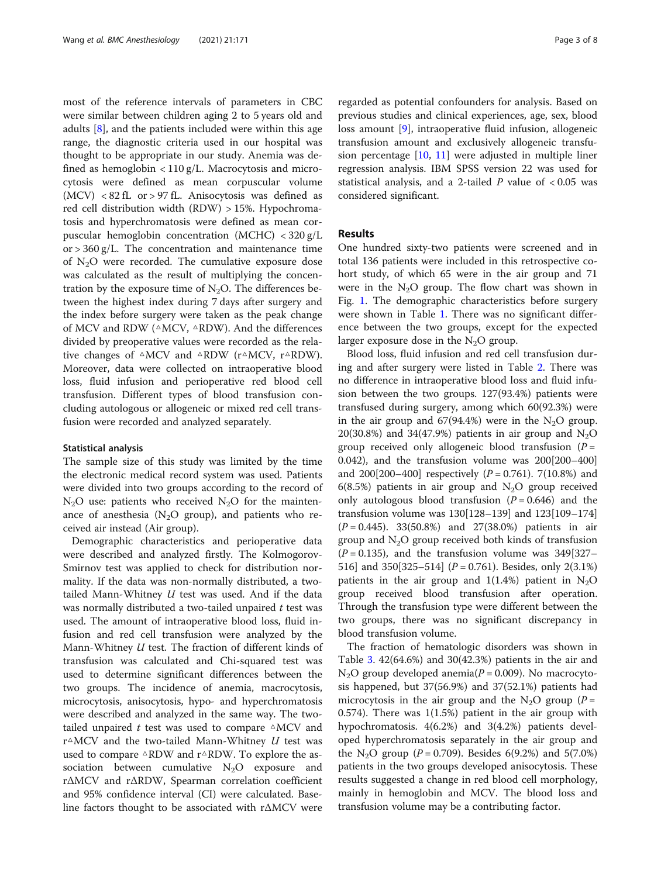most of the reference intervals of parameters in CBC were similar between children aging 2 to 5 years old and adults [8], and the patients included were within this age range, the diagnostic criteria used in our hospital was thought to be appropriate in our study. Anemia was defined as hemoglobin < 110 g/L. Macrocytosis and microcytosis were defined as mean corpuscular volume (MCV) < 82 fL or > 97 fL. Anisocytosis was defined as red cell distribution width (RDW) > 15%. Hypochromatosis and hyperchromatosis were defined as mean corpuscular hemoglobin concentration (MCHC) < 320 g/L or > 360 g/L. The concentration and maintenance time of $N_2O$ were recorded. The cumulative exposure dose was calculated as the result of multiplying the concentration by the exposure time of $N_2O$. The differences between the highest index during 7 days after surgery and the index before surgery were taken as the peak change of MCV and RDW (▵MCV, ▵RDW). And the differences divided by preoperative values were recorded as the relative changes of ▵MCV and ▵RDW (r▵MCV, r▵RDW). Moreover, data were collected on intraoperative blood loss, fluid infusion and perioperative red blood cell transfusion. Different types of blood transfusion concluding autologous or allogeneic or mixed red cell transfusion were recorded and analyzed separately.

### Statistical analysis

The sample size of this study was limited by the time the electronic medical record system was used. Patients were divided into two groups according to the record of $N_2O$ use: patients who received $N_2O$ for the maintenance of anesthesia ($N_2O$ group), and patients who received air instead (Air group).

Demographic characteristics and perioperative data were described and analyzed firstly. The Kolmogorov-Smirnov test was applied to check for distribution normality. If the data was non-normally distributed, a two-tailed Mann-Whitney *U* test was used. And if the data was normally distributed a two-tailed unpaired *t* test was used. The amount of intraoperative blood loss, fluid infusion and red cell transfusion were analyzed by the Mann-Whitney *U* test. The fraction of different kinds of transfusion was calculated and Chi-squared test was used to determine significant differences between the two groups. The incidence of anemia, macrocytosis, microcytosis, anisocytosis, hypo- and hyperchromatosis were described and analyzed in the same way. The two-tailed unpaired *t* test was used to compare ▵MCV and r▵MCV and the two-tailed Mann-Whitney *U* test was used to compare ▵RDW and r▵RDW. To explore the association between cumulative $N_2O$ exposure and rΔMCV and rΔRDW, Spearman correlation coefficient and 95% confidence interval (CI) were calculated. Baseline factors thought to be associated with rΔMCV were regarded as potential confounders for analysis. Based on previous studies and clinical experiences, age, sex, blood loss amount [9], intraoperative fluid infusion, allogeneic transfusion amount and exclusively allogeneic transfusion percentage [10, 11] were adjusted in multiple liner regression analysis. IBM SPSS version 22 was used for statistical analysis, and a 2-tailed *P* value of < 0.05 was considered significant.

## Results

One hundred sixty-two patients were screened and in total 136 patients were included in this retrospective cohort study, of which 65 were in the air group and 71 were in the $N_2O$ group. The flow chart was shown in Fig. 1. The demographic characteristics before surgery were shown in Table 1. There was no significant difference between the two groups, except for the expected larger exposure dose in the $N_2O$ group.

Blood loss, fluid infusion and red cell transfusion during and after surgery were listed in Table 2. There was no difference in intraoperative blood loss and fluid infusion between the two groups. 127(93.4%) patients were transfused during surgery, among which 60(92.3%) were in the air group and 67(94.4%) were in the $N_2O$ group. 20(30.8%) and 34(47.9%) patients in air group and $N_2O$ group received only allogeneic blood transfusion ($P$ = 0.042), and the transfusion volume was 200[200–400] and 200[200–400] respectively ($P$ = 0.761). 7(10.8%) and 6(8.5%) patients in air group and $N_2O$ group received only autologous blood transfusion ($P$ = 0.646) and the transfusion volume was 130[128–139] and 123[109–174] ($P$ = 0.445). 33(50.8%) and 27(38.0%) patients in air group and $N_2O$ group received both kinds of transfusion ($P$ = 0.135), and the transfusion volume was 349[327–516] and 350[325–514] ($P$ = 0.761). Besides, only 2(3.1%) patients in the air group and 1(1.4%) patient in $N_2O$ group received blood transfusion after operation. Through the transfusion type were different between the two groups, there was no significant discrepancy in blood transfusion volume.

The fraction of hematologic disorders was shown in Table 3. 42(64.6%) and 30(42.3%) patients in the air and $N_2O$ group developed anemia($P$ = 0.009). No macrocytosis happened, but 37(56.9%) and 37(52.1%) patients had microcytosis in the air group and the $N_2O$ group ($P$ = 0.574). There was 1(1.5%) patient in the air group with hypochromatosis. 4(6.2%) and 3(4.2%) patients developed hyperchromatosis separately in the air group and the $N_2O$ group ($P$ = 0.709). Besides 6(9.2%) and 5(7.0%) patients in the two groups developed anisocytosis. These results suggested a change in red blood cell morphology, mainly in hemoglobin and MCV. The blood loss and transfusion volume may be a contributing factor.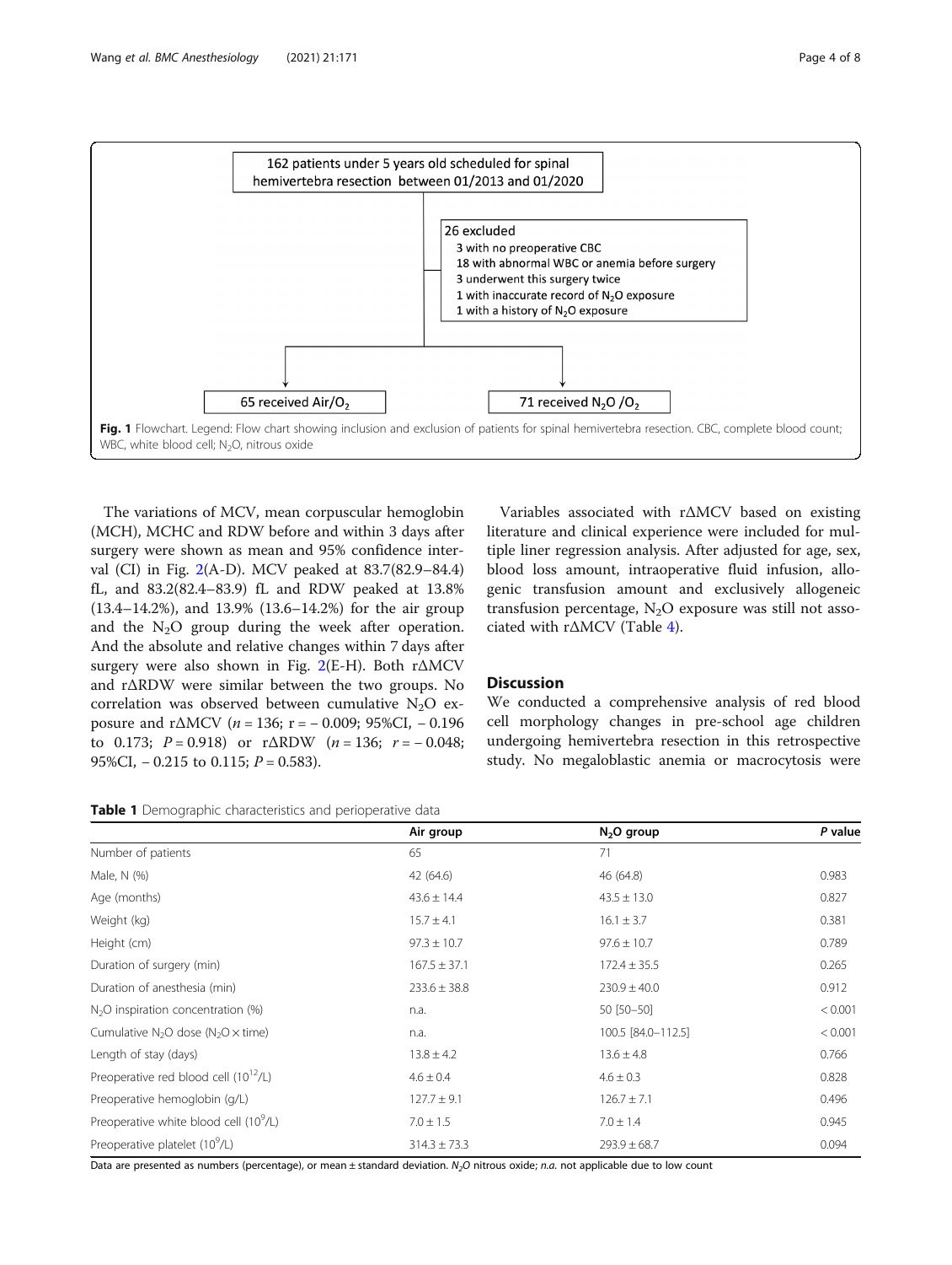162 patients under 5 years old scheduled for spinal hemivertebra resection between 01/2013 and 01/2020

26 excluded
- 3 with no preoperative CBC
- 18 with abnormal WBC or anemia before surgery
- 3 underwent this surgery twice
- 1 with inaccurate record of $N_2O$ exposure
- 1 with a history of $N_2O$ exposure

65 received Air/$O_2$

71 received $N_2O$ /$O_2$

**Fig. 1** Flowchart. Legend: Flow chart showing inclusion and exclusion of patients for spinal hemivertebra resection. CBC, complete blood count; WBC, white blood cell; $N_2O$, nitrous oxide

The variations of MCV, mean corpuscular hemoglobin (MCH), MCHC and RDW before and within 3 days after surgery were shown as mean and 95% confidence interval (CI) in Fig. 2(A-D). MCV peaked at 83.7(82.9–84.4) fL, and 83.2(82.4–83.9) fL and RDW peaked at 13.8% (13.4–14.2%), and 13.9% (13.6–14.2%) for the air group and the $N_2O$ group during the week after operation. And the absolute and relative changes within 7 days after surgery were also shown in Fig. 2(E-H). Both rΔMCV and rΔRDW were similar between the two groups. No correlation was observed between cumulative $N_2O$ exposure and rΔMCV ($n = 136$; r = − 0.009; 95%CI, − 0.196 to 0.173; $P = 0.918$) or rΔRDW ($n = 136$; $r = -0.048$; 95%CI, − 0.215 to 0.115; $P = 0.583$).

Variables associated with rΔMCV based on existing literature and clinical experience were included for multiple liner regression analysis. After adjusted for age, sex, blood loss amount, intraoperative fluid infusion, allogenic transfusion amount and exclusively allogeneic transfusion percentage, $N_2O$ exposure was still not associated with rΔMCV (Table 4).

## Discussion

We conducted a comprehensive analysis of red blood cell morphology changes in pre-school age children undergoing hemivertebra resection in this retrospective study. No megaloblastic anemia or macrocytosis were

**Table 1** Demographic characteristics and perioperative data

| | Air group | $N_2O$ group | *P* value |
|---|---|---|---|
| Number of patients | 65 | 71 | |
| Male, N (%) | 42 (64.6) | 46 (64.8) | 0.983 |
| Age (months) | 43.6 ± 14.4 | 43.5 ± 13.0 | 0.827 |
| Weight (kg) | 15.7 ± 4.1 | 16.1 ± 3.7 | 0.381 |
| Height (cm) | 97.3 ± 10.7 | 97.6 ± 10.7 | 0.789 |
| Duration of surgery (min) | 167.5 ± 37.1 | 172.4 ± 35.5 | 0.265 |
| Duration of anesthesia (min) | 233.6 ± 38.8 | 230.9 ± 40.0 | 0.912 |
| $N_2O$ inspiration concentration (%) | n.a. | 50 [50–50] | < 0.001 |
| Cumulative $N_2O$ dose ($N_2O$ × time) | n.a. | 100.5 [84.0–112.5] | < 0.001 |
| Length of stay (days) | 13.8 ± 4.2 | 13.6 ± 4.8 | 0.766 |
| Preoperative red blood cell ($10^{12}$/L) | 4.6 ± 0.4 | 4.6 ± 0.3 | 0.828 |
| Preoperative hemoglobin (g/L) | 127.7 ± 9.1 | 126.7 ± 7.1 | 0.496 |
| Preoperative white blood cell ($10^9$/L) | 7.0 ± 1.5 | 7.0 ± 1.4 | 0.945 |
| Preoperative platelet ($10^9$/L) | 314.3 ± 73.3 | 293.9 ± 68.7 | 0.094 |

Data are presented as numbers (percentage), or mean ± standard deviation. $N_2O$ nitrous oxide; *n.a.* not applicable due to low count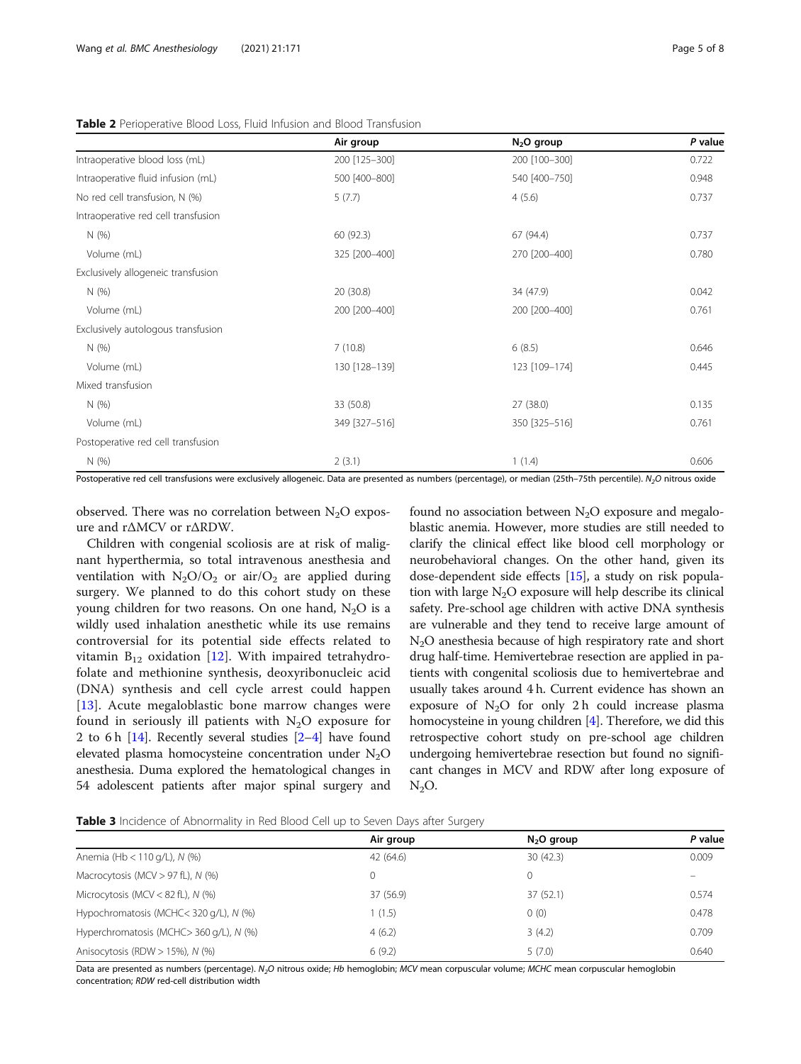**Table 2** Perioperative Blood Loss, Fluid Infusion and Blood Transfusion

| | Air group | $N_2O$ group | *P* value |
|---|---|---|---|
| Intraoperative blood loss (mL) | 200 [125–300] | 200 [100–300] | 0.722 |
| Intraoperative fluid infusion (mL) | 500 [400–800] | 540 [400–750] | 0.948 |
| No red cell transfusion, N (%) | 5 (7.7) | 4 (5.6) | 0.737 |
| Intraoperative red cell transfusion | | | |
| N (%) | 60 (92.3) | 67 (94.4) | 0.737 |
| Volume (mL) | 325 [200–400] | 270 [200–400] | 0.780 |
| Exclusively allogeneic transfusion | | | |
| N (%) | 20 (30.8) | 34 (47.9) | 0.042 |
| Volume (mL) | 200 [200–400] | 200 [200–400] | 0.761 |
| Exclusively autologous transfusion | | | |
| N (%) | 7 (10.8) | 6 (8.5) | 0.646 |
| Volume (mL) | 130 [128–139] | 123 [109–174] | 0.445 |
| Mixed transfusion | | | |
| N (%) | 33 (50.8) | 27 (38.0) | 0.135 |
| Volume (mL) | 349 [327–516] | 350 [325–516] | 0.761 |
| Postoperative red cell transfusion | | | |
| N (%) | 2 (3.1) | 1 (1.4) | 0.606 |

Postoperative red cell transfusions were exclusively allogeneic. Data are presented as numbers (percentage), or median (25th–75th percentile). *$N_2O$* nitrous oxide

observed. There was no correlation between $N_2O$ exposure and r$\Delta$MCV or r$\Delta$RDW.

Children with congenial scoliosis are at risk of malignant hyperthermia, so total intravenous anesthesia and ventilation with $N_2O/O_2$ or air/$O_2$ are applied during surgery. We planned to do this cohort study on these young children for two reasons. On one hand, $N_2O$ is a wildly used inhalation anesthetic while its use remains controversial for its potential side effects related to vitamin $B_{12}$ oxidation [12]. With impaired tetrahydrofolate and methionine synthesis, deoxyribonucleic acid (DNA) synthesis and cell cycle arrest could happen [13]. Acute megaloblastic bone marrow changes were found in seriously ill patients with $N_2O$ exposure for 2 to 6 h [14]. Recently several studies [2–4] have found elevated plasma homocysteine concentration under $N_2O$ anesthesia. Duma explored the hematological changes in 54 adolescent patients after major spinal surgery and found no association between $N_2O$ exposure and megaloblastic anemia. However, more studies are still needed to clarify the clinical effect like blood cell morphology or neurobehavioral changes. On the other hand, given its dose-dependent side effects [15], a study on risk population with large $N_2O$ exposure will help describe its clinical safety. Pre-school age children with active DNA synthesis are vulnerable and they tend to receive large amount of $N_2O$ anesthesia because of high respiratory rate and short drug half-time. Hemivertebrae resection are applied in patients with congenital scoliosis due to hemivertebrae and usually takes around 4 h. Current evidence has shown an exposure of $N_2O$ for only 2 h could increase plasma homocysteine in young children [4]. Therefore, we did this retrospective cohort study on pre-school age children undergoing hemivertebrae resection but found no significant changes in MCV and RDW after long exposure of $N_2O$.

**Table 3** Incidence of Abnormality in Red Blood Cell up to Seven Days after Surgery

| | Air group | $N_2O$ group | *P* value |
|---|---|---|---|
| Anemia (Hb < 110 g/L), *N* (%) | 42 (64.6) | 30 (42.3) | 0.009 |
| Macrocytosis (MCV > 97 fL), *N* (%) | 0 | 0 | – |
| Microcytosis (MCV < 82 fL), *N* (%) | 37 (56.9) | 37 (52.1) | 0.574 |
| Hypochromatosis (MCHC< 320 g/L), *N* (%) | 1 (1.5) | 0 (0) | 0.478 |
| Hyperchromatosis (MCHC> 360 g/L), *N* (%) | 4 (6.2) | 3 (4.2) | 0.709 |
| Anisocytosis (RDW > 15%), *N* (%) | 6 (9.2) | 5 (7.0) | 0.640 |

Data are presented as numbers (percentage). *$N_2O$* nitrous oxide; *Hb* hemoglobin; *MCV* mean corpuscular volume; *MCHC* mean corpuscular hemoglobin concentration; *RDW* red-cell distribution width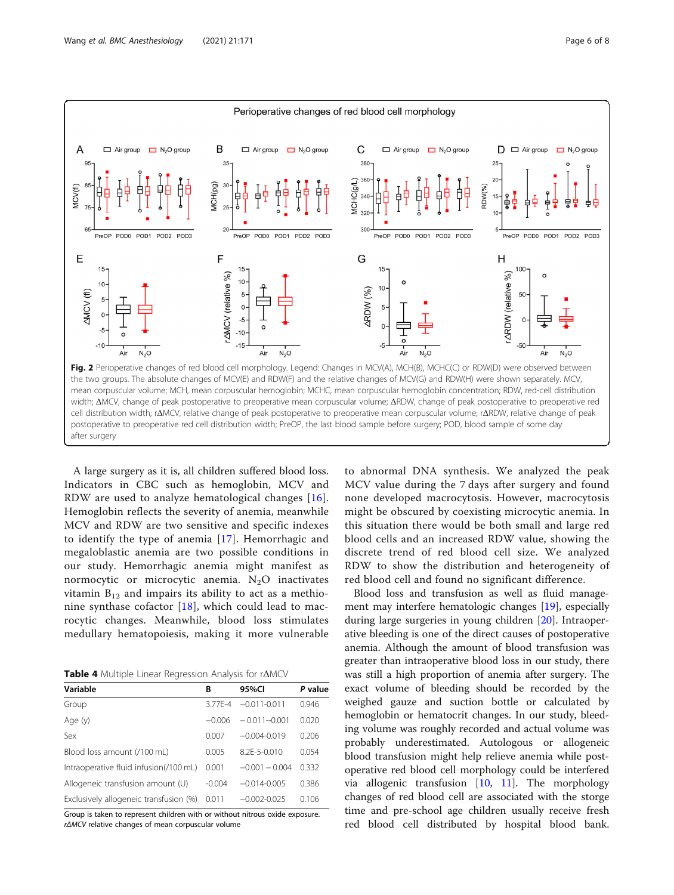**Fig. 2** Perioperative changes of red blood cell morphology. Legend: Changes in MCV(A), MCH(B), MCHC(C) or RDW(D) were observed between the two groups. The absolute changes of MCV(E) and RDW(F) and the relative changes of MCV(G) and RDW(H) were shown separately. MCV, mean corpuscular volume; MCH, mean corpuscular hemoglobin; MCHC, mean corpuscular hemoglobin concentration; RDW, red-cell distribution width; ΔMCV, change of peak postoperative to preoperative mean corpuscular volume; ΔRDW, change of peak postoperative to preoperative red cell distribution width; rΔMCV, relative change of peak postoperative to preoperative mean corpuscular volume; rΔRDW, relative change of peak postoperative to preoperative red cell distribution width; PreOP, the last blood sample before surgery; POD, blood sample of some day after surgery

A large surgery as it is, all children suffered blood loss. Indicators in CBC such as hemoglobin, MCV and RDW are used to analyze hematological changes [16]. Hemoglobin reflects the severity of anemia, meanwhile MCV and RDW are two sensitive and specific indexes to identify the type of anemia [17]. Hemorrhagic and megaloblastic anemia are two possible conditions in our study. Hemorrhagic anemia might manifest as normocytic or microcytic anemia. $N_2O$ inactivates vitamin $B_{12}$ and impairs its ability to act as a methionine synthase cofactor [18], which could lead to macrocytic changes. Meanwhile, blood loss stimulates medullary hematopoiesis, making it more vulnerable to abnormal DNA synthesis. We analyzed the peak MCV value during the 7 days after surgery and found none developed macrocytosis. However, macrocytosis might be obscured by coexisting microcytic anemia. In this situation there would be both small and large red blood cells and an increased RDW value, showing the discrete trend of red blood cell size. We analyzed RDW to show the distribution and heterogeneity of red blood cell and found no significant difference.

**Table 4** Multiple Linear Regression Analysis for rΔMCV

| Variable | B | 95%CI | *P* value |
|---|---|---|---|
| Group | 3.77E-4 | −0.011-0.011 | 0.946 |
| Age (y) | −0.006 | − 0.011–0.001 | 0.020 |
| Sex | 0.007 | −0.004-0.019 | 0.206 |
| Blood loss amount (/100 mL) | 0.005 | 8.2E-5-0.010 | 0.054 |
| Intraoperative fluid infusion(/100 mL) | 0.001 | −0.001 − 0.004 | 0.332 |
| Allogeneic transfusion amount (U) | -0.004 | −0.014-0.005 | 0.386 |
| Exclusively allogeneic transfusion (%) | 0.011 | −0.002-0.025 | 0.106 |

Group is taken to represent children with or without nitrous oxide exposure. *rΔMCV* relative changes of mean corpuscular volume

Blood loss and transfusion as well as fluid management may interfere hematologic changes [19], especially during large surgeries in young children [20]. Intraoperative bleeding is one of the direct causes of postoperative anemia. Although the amount of blood transfusion was greater than intraoperative blood loss in our study, there was still a high proportion of anemia after surgery. The exact volume of bleeding should be recorded by the weighed gauze and suction bottle or calculated by hemoglobin or hematocrit changes. In our study, bleeding volume was roughly recorded and actual volume was probably underestimated. Autologous or allogeneic blood transfusion might help relieve anemia while postoperative red blood cell morphology could be interfered via allogenic transfusion [10, 11]. The morphology changes of red blood cell are associated with the storge time and pre-school age children usually receive fresh red blood cell distributed by hospital blood bank.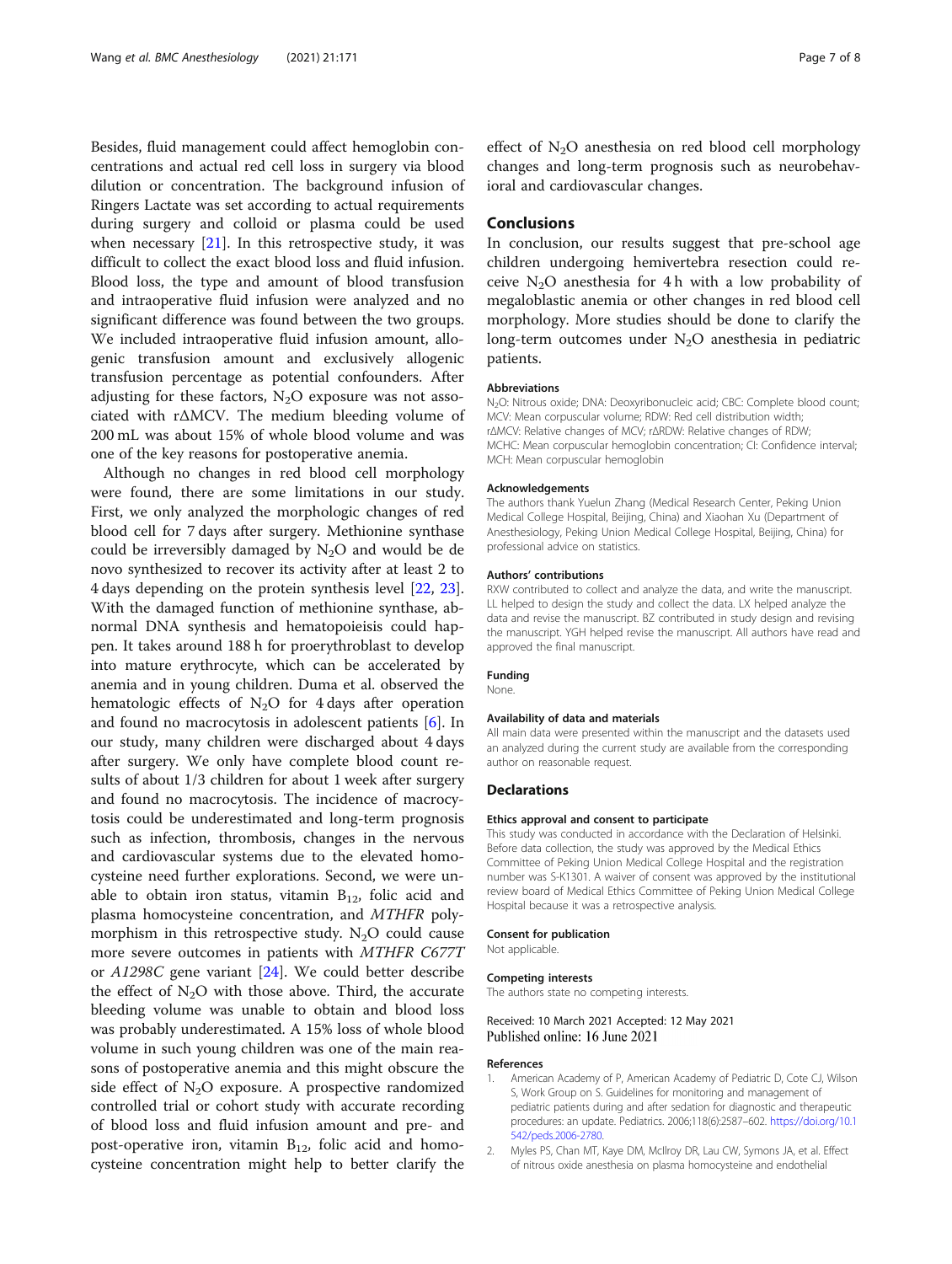Besides, fluid management could affect hemoglobin concentrations and actual red cell loss in surgery via blood dilution or concentration. The background infusion of Ringers Lactate was set according to actual requirements during surgery and colloid or plasma could be used when necessary [21]. In this retrospective study, it was difficult to collect the exact blood loss and fluid infusion. Blood loss, the type and amount of blood transfusion and intraoperative fluid infusion were analyzed and no significant difference was found between the two groups. We included intraoperative fluid infusion amount, allogenic transfusion amount and exclusively allogenic transfusion percentage as potential confounders. After adjusting for these factors, $N_2O$ exposure was not associated with rΔMCV. The medium bleeding volume of 200 mL was about 15% of whole blood volume and was one of the key reasons for postoperative anemia.

Although no changes in red blood cell morphology were found, there are some limitations in our study. First, we only analyzed the morphologic changes of red blood cell for 7 days after surgery. Methionine synthase could be irreversibly damaged by $N_2O$ and would be de novo synthesized to recover its activity after at least 2 to 4 days depending on the protein synthesis level [22, 23]. With the damaged function of methionine synthase, abnormal DNA synthesis and hematopoieisis could happen. It takes around 188 h for proerythroblast to develop into mature erythrocyte, which can be accelerated by anemia and in young children. Duma et al. observed the hematologic effects of $N_2O$ for 4 days after operation and found no macrocytosis in adolescent patients [6]. In our study, many children were discharged about 4 days after surgery. We only have complete blood count results of about 1/3 children for about 1 week after surgery and found no macrocytosis. The incidence of macrocytosis could be underestimated and long-term prognosis such as infection, thrombosis, changes in the nervous and cardiovascular systems due to the elevated homocysteine need further explorations. Second, we were unable to obtain iron status, vitamin $B_{12}$, folic acid and plasma homocysteine concentration, and *MTHFR* polymorphism in this retrospective study. $N_2O$ could cause more severe outcomes in patients with *MTHFR C677T* or *A1298C* gene variant [24]. We could better describe the effect of $N_2O$ with those above. Third, the accurate bleeding volume was unable to obtain and blood loss was probably underestimated. A 15% loss of whole blood volume in such young children was one of the main reasons of postoperative anemia and this might obscure the side effect of $N_2O$ exposure. A prospective randomized controlled trial or cohort study with accurate recording of blood loss and fluid infusion amount and pre- and post-operative iron, vitamin $B_{12}$, folic acid and homocysteine concentration might help to better clarify the effect of $N_2O$ anesthesia on red blood cell morphology changes and long-term prognosis such as neurobehavioral and cardiovascular changes.

## Conclusions

In conclusion, our results suggest that pre-school age children undergoing hemivertebra resection could receive $N_2O$ anesthesia for 4 h with a low probability of megaloblastic anemia or other changes in red blood cell morphology. More studies should be done to clarify the long-term outcomes under $N_2O$ anesthesia in pediatric patients.

#### Abbreviations

$N_2O$: Nitrous oxide; DNA: Deoxyribonucleic acid; CBC: Complete blood count; MCV: Mean corpuscular volume; RDW: Red cell distribution width; rΔMCV: Relative changes of MCV; rΔRDW: Relative changes of RDW; MCHC: Mean corpuscular hemoglobin concentration; CI: Confidence interval; MCH: Mean corpuscular hemoglobin

#### Acknowledgements

The authors thank Yuelun Zhang (Medical Research Center, Peking Union Medical College Hospital, Beijing, China) and Xiaohan Xu (Department of Anesthesiology, Peking Union Medical College Hospital, Beijing, China) for professional advice on statistics.

#### Authors' contributions

RXW contributed to collect and analyze the data, and write the manuscript. LL helped to design the study and collect the data. LX helped analyze the data and revise the manuscript. BZ contributed in study design and revising the manuscript. YGH helped revise the manuscript. All authors have read and approved the final manuscript.

#### Funding

None.

#### Availability of data and materials

All main data were presented within the manuscript and the datasets used an analyzed during the current study are available from the corresponding author on reasonable request.

### Declarations

#### Ethics approval and consent to participate

This study was conducted in accordance with the Declaration of Helsinki. Before data collection, the study was approved by the Medical Ethics Committee of Peking Union Medical College Hospital and the registration number was S-K1301. A waiver of consent was approved by the institutional review board of Medical Ethics Committee of Peking Union Medical College Hospital because it was a retrospective analysis.

#### Consent for publication

Not applicable.

#### Competing interests

The authors state no competing interests.

Received: 10 March 2021 Accepted: 12 May 2021
Published online: 16 June 2021

#### References

1. American Academy of P, American Academy of Pediatric D, Cote CJ, Wilson S, Work Group on S. Guidelines for monitoring and management of pediatric patients during and after sedation for diagnostic and therapeutic procedures: an update. Pediatrics. 2006;118(6):2587–602. https://doi.org/10.1542/peds.2006-2780.
2. Myles PS, Chan MT, Kaye DM, McIlroy DR, Lau CW, Symons JA, et al. Effect of nitrous oxide anesthesia on plasma homocysteine and endothelial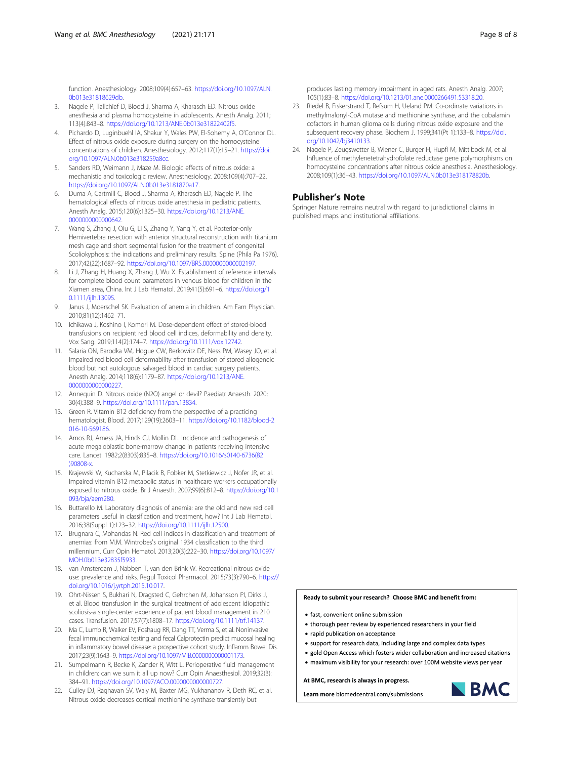function. Anesthesiology. 2008;109(4):657–63. https://doi.org/10.1097/ALN.0b013e31818629db.

3. Nagele P, Tallchief D, Blood J, Sharma A, Kharasch ED. Nitrous oxide anesthesia and plasma homocysteine in adolescents. Anesth Analg. 2011; 113(4):843–8. https://doi.org/10.1213/ANE.0b013e31822402f5.
4. Pichardo D, Luginbuehl IA, Shakur Y, Wales PW, El-Sohemy A, O'Connor DL. Effect of nitrous oxide exposure during surgery on the homocysteine concentrations of children. Anesthesiology. 2012;117(1):15–21. https://doi.org/10.1097/ALN.0b013e318259a8cc.
5. Sanders RD, Weimann J, Maze M. Biologic effects of nitrous oxide: a mechanistic and toxicologic review. Anesthesiology. 2008;109(4):707–22. https://doi.org/10.1097/ALN.0b013e3181870a17.
6. Duma A, Cartmill C, Blood J, Sharma A, Kharasch ED, Nagele P. The hematological effects of nitrous oxide anesthesia in pediatric patients. Anesth Analg. 2015;120(6):1325–30. https://doi.org/10.1213/ANE.0000000000000642.
7. Wang S, Zhang J, Qiu G, Li S, Zhang Y, Yang Y, et al. Posterior-only Hemivertebra resection with anterior structural reconstruction with titanium mesh cage and short segmental fusion for the treatment of congenital Scoliokyphosis: the indications and preliminary results. Spine (Phila Pa 1976). 2017;42(22):1687–92. https://doi.org/10.1097/BRS.0000000000002197.
8. Li J, Zhang H, Huang X, Zhang J, Wu X. Establishment of reference intervals for complete blood count parameters in venous blood for children in the Xiamen area, China. Int J Lab Hematol. 2019;41(5):691–6. https://doi.org/10.1111/ijlh.13095.
9. Janus J, Moerschel SK. Evaluation of anemia in children. Am Fam Physician. 2010;81(12):1462–71.
10. Ichikawa J, Koshino I, Komori M. Dose-dependent effect of stored-blood transfusions on recipient red blood cell indices, deformability and density. Vox Sang. 2019;114(2):174–7. https://doi.org/10.1111/vox.12742.
11. Salaria ON, Barodka VM, Hogue CW, Berkowitz DE, Ness PM, Wasey JO, et al. Impaired red blood cell deformability after transfusion of stored allogeneic blood but not autologous salvaged blood in cardiac surgery patients. Anesth Analg. 2014;118(6):1179–87. https://doi.org/10.1213/ANE.0000000000000227.
12. Annequin D. Nitrous oxide (N2O) angel or devil? Paediatr Anaesth. 2020; 30(4):388–9. https://doi.org/10.1111/pan.13834.
13. Green R. Vitamin B12 deficiency from the perspective of a practicing hematologist. Blood. 2017;129(19):2603–11. https://doi.org/10.1182/blood-2016-10-569186.
14. Amos RJ, Amess JA, Hinds CJ, Mollin DL. Incidence and pathogenesis of acute megaloblastic bone-marrow change in patients receiving intensive care. Lancet. 1982;2(8303):835–8. https://doi.org/10.1016/s0140-6736(82)90808-x.
15. Krajewski W, Kucharska M, Pilacik B, Fobker M, Stetkiewicz J, Nofer JR, et al. Impaired vitamin B12 metabolic status in healthcare workers occupationally exposed to nitrous oxide. Br J Anaesth. 2007;99(6):812–8. https://doi.org/10.1093/bja/aem280.
16. Buttarello M. Laboratory diagnosis of anemia: are the old and new red cell parameters useful in classification and treatment, how? Int J Lab Hematol. 2016;38(Suppl 1):123–32. https://doi.org/10.1111/ijlh.12500.
17. Brugnara C, Mohandas N. Red cell indices in classification and treatment of anemias: from M.M. Wintrobes's original 1934 classification to the third millennium. Curr Opin Hematol. 2013;20(3):222–30. https://doi.org/10.1097/MOH.0b013e32835f5933.
18. van Amsterdam J, Nabben T, van den Brink W. Recreational nitrous oxide use: prevalence and risks. Regul Toxicol Pharmacol. 2015;73(3):790–6. https://doi.org/10.1016/j.yrtph.2015.10.017.
19. Ohrt-Nissen S, Bukhari N, Dragsted C, Gehrchen M, Johansson PI, Dirks J, et al. Blood transfusion in the surgical treatment of adolescent idiopathic scoliosis-a single-center experience of patient blood management in 210 cases. Transfusion. 2017;57(7):1808–17. https://doi.org/10.1111/trf.14137.
20. Ma C, Lumb R, Walker EV, Foshaug RR, Dang TT, Verma S, et al. Noninvasive fecal immunochemical testing and fecal Calprotectin predict mucosal healing in inflammatory bowel disease: a prospective cohort study. Inflamm Bowel Dis. 2017;23(9):1643–9. https://doi.org/10.1097/MIB.0000000000001173.
21. Sumpelmann R, Becke K, Zander R, Witt L. Perioperative fluid management in children: can we sum it all up now? Curr Opin Anaesthesiol. 2019;32(3): 384–91. https://doi.org/10.1097/ACO.0000000000000727.
22. Culley DJ, Raghavan SV, Waly M, Baxter MG, Yukhananov R, Deth RC, et al. Nitrous oxide decreases cortical methionine synthase transiently but produces lasting memory impairment in aged rats. Anesth Analg. 2007; 105(1):83–8. https://doi.org/10.1213/01.ane.0000266491.53318.20.
23. Riedel B, Fiskerstrand T, Refsum H, Ueland PM. Co-ordinate variations in methylmalonyl-CoA mutase and methionine synthase, and the cobalamin cofactors in human glioma cells during nitrous oxide exposure and the subsequent recovery phase. Biochem J. 1999;341(Pt 1):133–8. https://doi.org/10.1042/bj3410133.
24. Nagele P, Zeugswetter B, Wiener C, Burger H, Hupfl M, Mittlbock M, et al. Influence of methylenetetrahydrofolate reductase gene polymorphisms on homocysteine concentrations after nitrous oxide anesthesia. Anesthesiology. 2008;109(1):36–43. https://doi.org/10.1097/ALN.0b013e318178820b.

## Publisher's Note

Springer Nature remains neutral with regard to jurisdictional claims in published maps and institutional affiliations.

**Ready to submit your research? Choose BMC and benefit from:**

- fast, convenient online submission
- thorough peer review by experienced researchers in your field
- rapid publication on acceptance
- support for research data, including large and complex data types
- gold Open Access which fosters wider collaboration and increased citations
- maximum visibility for your research: over 100M website views per year

**At BMC, research is always in progress.**

**Learn more** biomedcentral.com/submissions